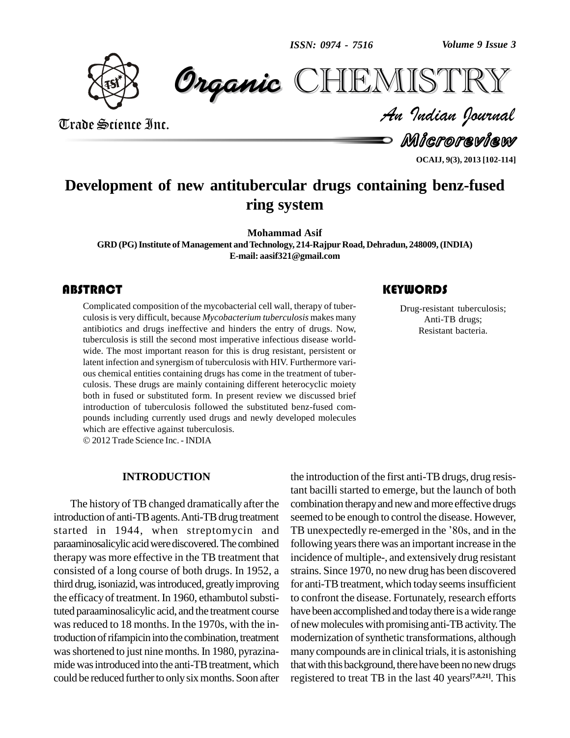# Development of new antitubercular drugs containing benz-fused ring system

**Mohammad Asif**

**GRD (PG) Institute of Management and Technology, 214-Rajpur Road, Dehradun, 248009, (INDIA)**
**E-mail: aasif321@gmail.com**

## ABSTRACT

Complicated composition of the mycobacterial cell wall, therapy of tuberculosis is very difficult, because *Mycobacterium tuberculosis* makes many antibiotics and drugs ineffective and hinders the entry of drugs. Now, tuberculosis is still the second most imperative infectious disease worldwide. The most important reason for this is drug resistant, persistent or latent infection and synergism of tuberculosis with HIV. Furthermore various chemical entities containing drugs has come in the treatment of tuberculosis. These drugs are mainly containing different heterocyclic moiety both in fused or substituted form. In present review we discussed brief introduction of tuberculosis followed the substituted benz-fused compounds including currently used drugs and newly developed molecules which are effective against tuberculosis.

© 2012 Trade Science Inc. - INDIA

## KEYWORDS

Drug-resistant tuberculosis;
Anti-TB drugs;
Resistant bacteria.

## INTRODUCTION

The history of TB changed dramatically after the introduction of anti-TB agents. Anti-TB drug treatment started in 1944, when streptomycin and paraaminosalicylic acid were discovered. The combined therapy was more effective in the TB treatment that consisted of a long course of both drugs. In 1952, a third drug, isoniazid, was introduced, greatly improving the efficacy of treatment. In 1960, ethambutol substituted paraaminosalicylic acid, and the treatment course was reduced to 18 months. In the 1970s, with the introduction of rifampicin into the combination, treatment was shortened to just nine months. In 1980, pyrazinamide was introduced into the anti-TB treatment, which could be reduced further to only six months. Soon after the introduction of the first anti-TB drugs, drug resistant bacilli started to emerge, but the launch of both combination therapy and new and more effective drugs seemed to be enough to control the disease. However, TB unexpectedly re-emerged in the '80s, and in the following years there was an important increase in the incidence of multiple-, and extensively drug resistant strains. Since 1970, no new drug has been discovered for anti-TB treatment, which today seems insufficient to confront the disease. Fortunately, research efforts have been accomplished and today there is a wide range of new molecules with promising anti-TB activity. The modernization of synthetic transformations, although many compounds are in clinical trials, it is astonishing that with this background, there have been no new drugs registered to treat TB in the last 40 years[7,8,21]. This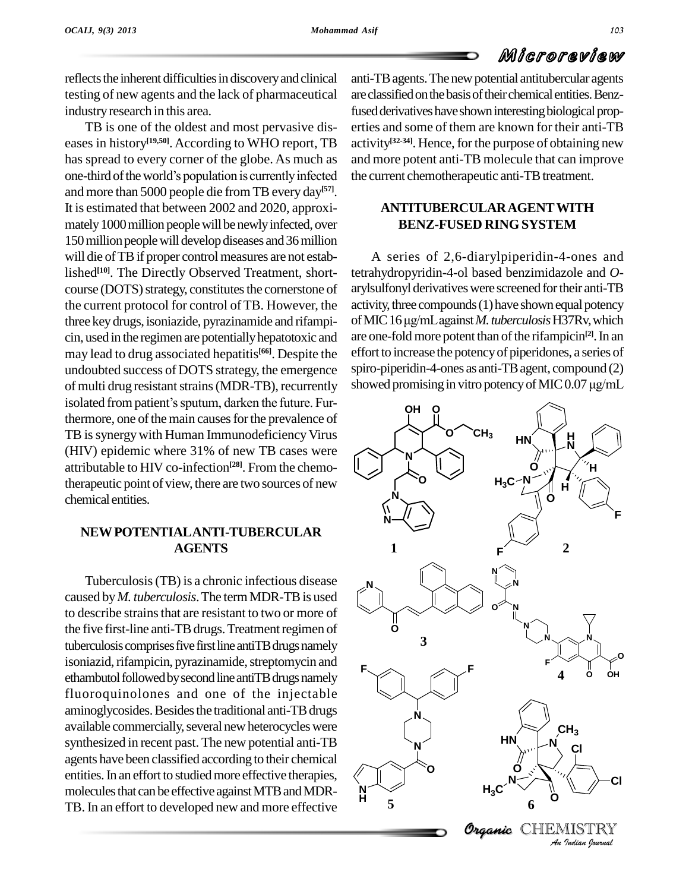reflects the inherent difficulties in discovery and clinical testing of new agents and the lack of pharmaceutical industry research in this area.

TB is one of the oldest and most pervasive diseases in history[19,50]. According to WHO report, TB has spread to every corner of the globe. As much as one-third of the world's population is currently infected and more than 5000 people die from TB every day[57]. It is estimated that between 2002 and 2020, approximately 1000 million people will be newly infected, over 150 million people will develop diseases and 36 million will die of TB if proper control measures are not established[10]. The Directly Observed Treatment, short-course (DOTS) strategy, constitutes the cornerstone of the current protocol for control of TB. However, the three key drugs, isoniazide, pyrazinamide and rifampicin, used in the regimen are potentially hepatotoxic and may lead to drug associated hepatitis[66]. Despite the undoubted success of DOTS strategy, the emergence of multi drug resistant strains (MDR-TB), recurrently isolated from patient's sputum, darken the future. Furthermore, one of the main causes for the prevalence of TB is synergy with Human Immunodeficiency Virus (HIV) epidemic where 31% of new TB cases were attributable to HIV co-infection[28]. From the chemotherapeutic point of view, there are two sources of new chemical entities.

## NEW POTENTIAL ANTI-TUBERCULAR AGENTS

Tuberculosis (TB) is a chronic infectious disease caused by *M. tuberculosis*. The term MDR-TB is used to describe strains that are resistant to two or more of the five first-line anti-TB drugs. Treatment regimen of tuberculosis comprises five first line antiTB drugs namely isoniazid, rifampicin, pyrazinamide, streptomycin and ethambutol followed by second line antiTB drugs namely fluoroquinolones and one of the injectable aminoglycosides. Besides the traditional anti-TB drugs available commercially, several new heterocycles were synthesized in recent past. The new potential anti-TB agents have been classified according to their chemical entities. In an effort to studied more effective therapies, molecules that can be effective against MTB and MDR-TB. In an effort to developed new and more effective anti-TB agents. The new potential antitubercular agents are classified on the basis of their chemical entities. Benz-fused derivatives have shown interesting biological properties and some of them are known for their anti-TB activity[32-34]. Hence, for the purpose of obtaining new and more potent anti-TB molecule that can improve the current chemotherapeutic anti-TB treatment.

## ANTITUBERCULAR AGENT WITH BENZ-FUSED RING SYSTEM

A series of 2,6-diarylpiperidin-4-ones and tetrahydropyridin-4-ol based benzimidazole and *O*-arylsulfonyl derivatives were screened for their anti-TB activity, three compounds (1) have shown equal potency of MIC 16 μg/mL against *M. tuberculosis* H37Rv, which are one-fold more potent than of the rifampicin[2]. In an effort to increase the potency of piperidones, a series of spiro-piperidin-4-ones as anti-TB agent, compound (2) showed promising in vitro potency of MIC 0.07 μg/mL

1 2

3 4

5 6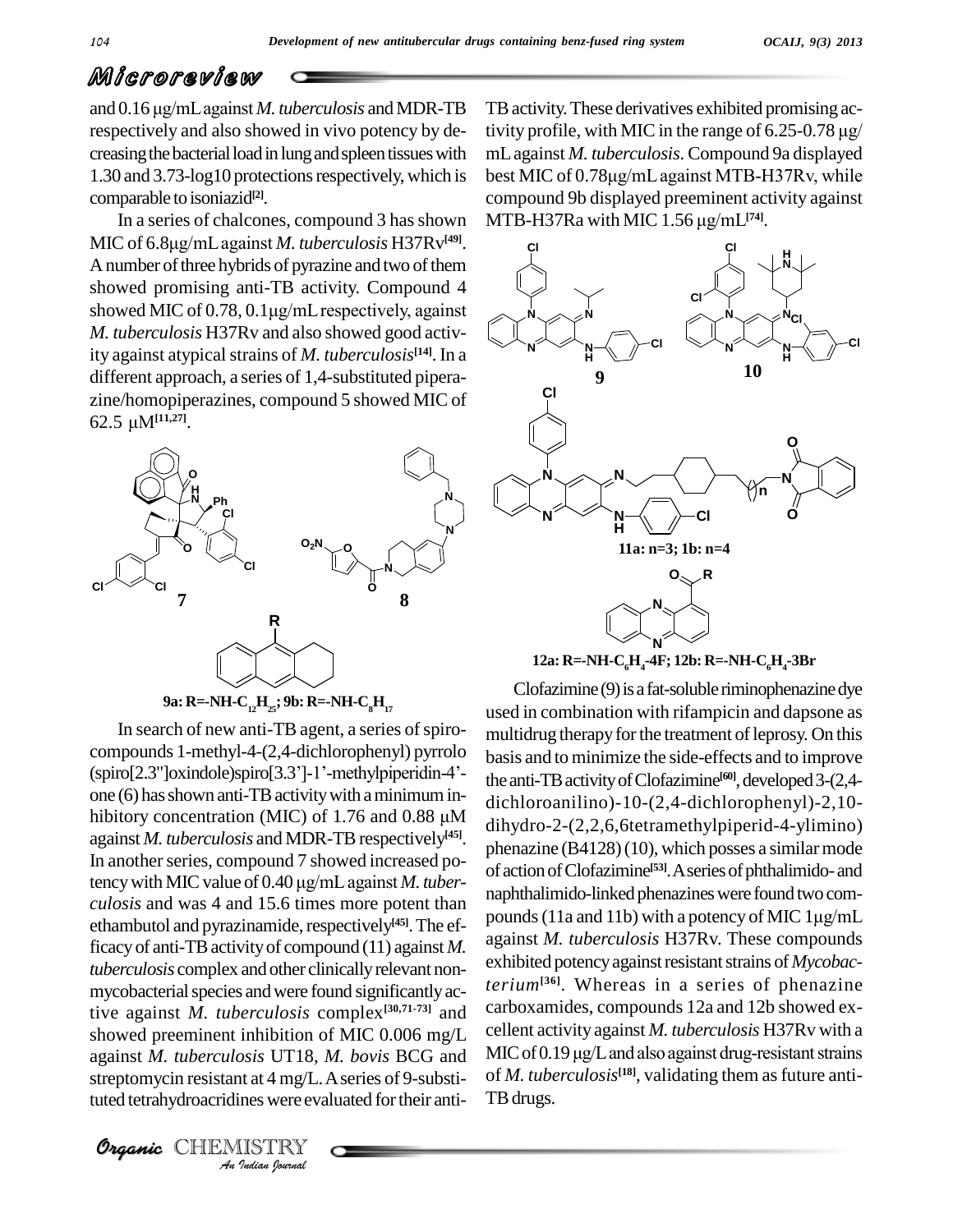and 0.16 μg/mL against *M. tuberculosis* and MDR-TB respectively and also showed in vivo potency by decreasing the bacterial load in lung and spleen tissues with 1.30 and 3.73-log10 protections respectively, which is comparable to isoniazid[2].

In a series of chalcones, compound 3 has shown MIC of 6.8μg/mL against *M. tuberculosis* H37Rv[49]. A number of three hybrids of pyrazine and two of them showed promising anti-TB activity. Compound 4 showed MIC of 0.78, 0.1μg/mL respectively, against *M. tuberculosis* H37Rv and also showed good activity against atypical strains of *M. tuberculosis*[14]. In a different approach, a series of 1,4-substituted piperazine/homopiperazines, compound 5 showed MIC of 62.5 μM[11,27].

**7**

**8**

**9a: R=-NH-$C_{12}H_{25}$; 9b: R=-NH-$C_8H_{17}$**

In search of new anti-TB agent, a series of spiro-compounds 1-methyl-4-(2,4-dichlorophenyl) pyrrolo (spiro[2.3"]oxindole)spiro[3.3']-1'-methylpiperidin-4'-one (6) has shown anti-TB activity with a minimum inhibitory concentration (MIC) of 1.76 and 0.88 μM against *M. tuberculosis* and MDR-TB respectively[45]. In another series, compound 7 showed increased potency with MIC value of 0.40 μg/mL against *M. tuberculosis* and was 4 and 15.6 times more potent than ethambutol and pyrazinamide, respectively[45]. The efficacy of anti-TB activity of compound (11) against *M. tuberculosis* complex and other clinically relevant non-mycobacterial species and were found significantly active against *M. tuberculosis* complex[30,71-73] and showed preeminent inhibition of MIC 0.006 mg/L against *M. tuberculosis* UT18, *M. bovis* BCG and streptomycin resistant at 4 mg/L. A series of 9-substituted tetrahydroacridines were evaluated for their anti-TB activity. These derivatives exhibited promising activity profile, with MIC in the range of 6.25-0.78 μg/mL against *M. tuberculosis*. Compound 9a displayed best MIC of 0.78μg/mL against MTB-H37Rv, while compound 9b displayed preeminent activity against MTB-H37Ra with MIC 1.56 μg/mL[74].

**9**

**10**

**11a: n=3; 1b: n=4**

**12a: R=-NH-$C_6H_4$-4F; 12b: R=-NH-$C_6H_4$-3Br**

Clofazimine (9) is a fat-soluble riminophenazine dye used in combination with rifampicin and dapsone as multidrug therapy for the treatment of leprosy. On this basis and to minimize the side-effects and to improve the anti-TB activity of Clofazimine[60], developed 3-(2,4-dichloroanilino)-10-(2,4-dichlorophenyl)-2,10-dihydro-2-(2,2,6,6tetramethylpiperid-4-ylimino) phenazine (B4128) (10), which posses a similar mode of action of Clofazimine[53]. A series of phthalimido- and naphthalimido-linked phenazines were found two compounds (11a and 11b) with a potency of MIC 1μg/mL against *M. tuberculosis* H37Rv. These compounds exhibited potency against resistant strains of *Mycobacterium*[36]. Whereas in a series of phenazine carboxamides, compounds 12a and 12b showed excellent activity against *M. tuberculosis* H37Rv with a MIC of 0.19 μg/L and also against drug-resistant strains of *M. tuberculosis*[18], validating them as future anti-TB drugs.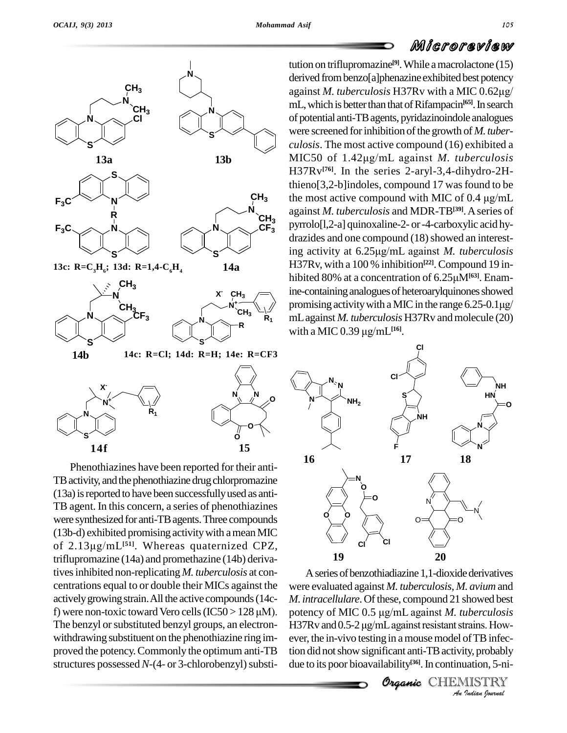Phenothiazines have been reported for their anti-TB activity, and the phenothiazine drug chlorpromazine (13a) is reported to have been successfully used as anti-TB agent. In this concern, a series of phenothiazines were synthesized for anti-TB agents. Three compounds (13b-d) exhibited promising activity with a mean MIC of 2.13μg/mL[51]. Whereas quaternized CPZ, triflupromazine (14a) and promethazine (14b) derivatives inhibited non-replicating *M. tuberculosis* at concentrations equal to or double their MICs against the actively growing strain. All the active compounds (14c-f) were non-toxic toward Vero cells (IC50 > 128 μM). The benzyl or substituted benzyl groups, an electron-withdrawing substituent on the phenothiazine ring improved the potency. Commonly the optimum anti-TB structures possessed *N*-(4- or 3-chlorobenzyl) substitution on triflupromazine[9]. While a macrolactone (15) derived from benzo[a]phenazine exhibited best potency against *M. tuberculosis* H37Rv with a MIC 0.62μg/mL, which is better than that of Rifampacin[65]. In search of potential anti-TB agents, pyridazinoindole analogues were screened for inhibition of the growth of *M. tuberculosis*. The most active compound (16) exhibited a MIC50 of 1.42μg/mL against *M. tuberculosis* H37Rv[76]. In the series 2-aryl-3,4-dihydro-2H-thieno[3,2-b]indoles, compound 17 was found to be the most active compound with MIC of 0.4 μg/mL against *M. tuberculosis* and MDR-TB[39]. A series of pyrrolo[l,2-a] quinoxaline-2- or -4-carboxylic acid hydrazides and one compound (18) showed an interesting activity at 6.25μg/mL against *M. tuberculosis* H37Rv, with a 100 % inhibition[22]. Compound 19 inhibited 80% at a concentration of 6.25μM[63]. Enamine-containing analogues of heteroarylquinones showed promising activity with a MIC in the range 6.25-0.1μg/mL against *M. tuberculosis* H37Rv and molecule (20) with a MIC 0.39 μg/mL[16].

A series of benzothiadiazine 1,1-dioxide derivatives were evaluated against *M. tuberculosis*, *M. avium* and *M. intracellulare*. Of these, compound 21 showed best potency of MIC 0.5 μg/mL against *M. tuberculosis* H37Rv and 0.5-2 μg/mL against resistant strains. However, the in-vivo testing in a mouse model of TB infection did not show significant anti-TB activity, probably due to its poor bioavailability[36]. In continuation, 5-ni-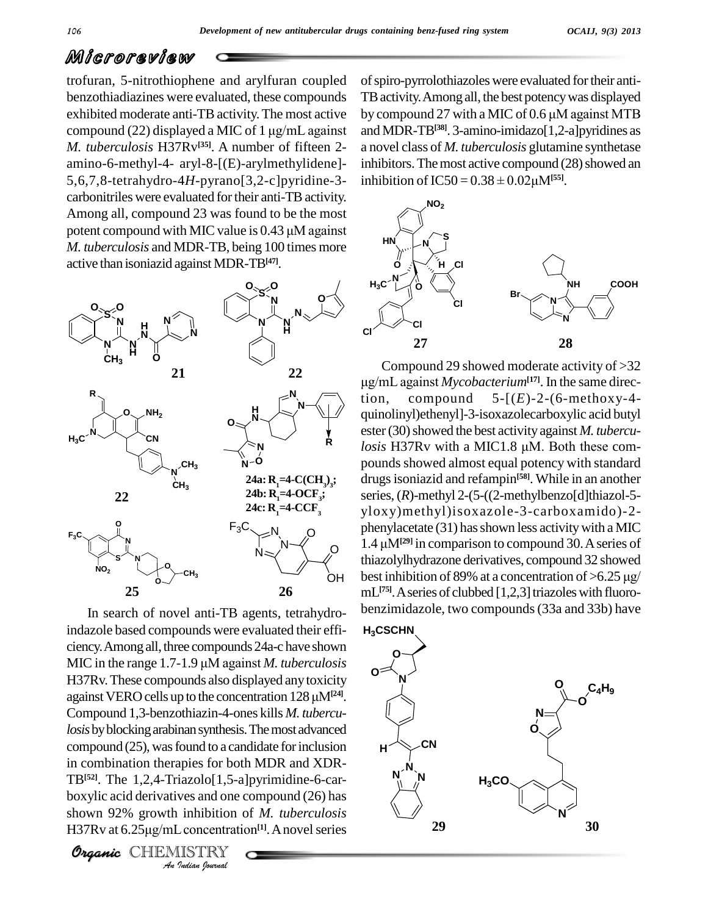trofuran, 5-nitrothiophene and arylfuran coupled benzothiadiazines were evaluated, these compounds exhibited moderate anti-TB activity. The most active compound (22) displayed a MIC of 1 μg/mL against *M. tuberculosis* H37Rv[35]. A number of fifteen 2-amino-6-methyl-4- aryl-8-[(E)-arylmethylidene]-5,6,7,8-tetrahydro-4*H*-pyrano[3,2-c]pyridine-3-carbonitriles were evaluated for their anti-TB activity. Among all, compound 23 was found to be the most potent compound with MIC value is 0.43 μM against *M. tuberculosis* and MDR-TB, being 100 times more active than isoniazid against MDR-TB[47].

21

22

22

24a: $R_1$=4-C($CH_3$)$_3$;
24b: $R_1$=4-O$CF_3$;
24c: $R_1$=4-$CCF_3$

25

26

In search of novel anti-TB agents, tetrahydro-indazole based compounds were evaluated their efficiency. Among all, three compounds 24a-c have shown MIC in the range 1.7-1.9 μM against *M. tuberculosis* H37Rv. These compounds also displayed any toxicity against VERO cells up to the concentration 128 μM[24]. Compound 1,3-benzothiazin-4-ones kills *M. tuberculosis* by blocking arabinan synthesis. The most advanced compound (25), was found to a candidate for inclusion in combination therapies for both MDR and XDR-TB[52]. The 1,2,4-Triazolo[1,5-a]pyrimidine-6-carboxylic acid derivatives and one compound (26) has shown 92% growth inhibition of *M. tuberculosis* H37Rv at 6.25μg/mL concentration[1]. A novel series of spiro-pyrrolothiazoles were evaluated for their anti-TB activity. Among all, the best potency was displayed by compound 27 with a MIC of 0.6 μM against MTB and MDR-TB[38]. 3-amino-imidazo[1,2-a]pyridines as a novel class of *M. tuberculosis* glutamine synthetase inhibitors. The most active compound (28) showed an inhibition of IC50 = 0.38 ± 0.02μM[55].

27

28

Compound 29 showed moderate activity of >32 μg/mL against *Mycobacterium*[17]. In the same direction, compound 5-[(*E*)-2-(6-methoxy-4-quinolinyl)ethenyl]-3-isoxazolecarboxylic acid butyl ester (30) showed the best activity against *M. tuberculosis* H37Rv with a MIC1.8 μM. Both these compounds showed almost equal potency with standard drugs isoniazid and refampin[58]. While in an another series, (*R*)-methyl 2-(5-((2-methylbenzo[d]thiazol-5-yloxy)methyl)isoxazole-3-carboxamido)-2-phenylacetate (31) has shown less activity with a MIC 1.4 μM[29] in comparison to compound 30. A series of thiazolylhydrazone derivatives, compound 32 showed best inhibition of 89% at a concentration of >6.25 μg/mL[75]. A series of clubbed [1,2,3] triazoles with fluorobenzimidazole, two compounds (33a and 33b) have

29

30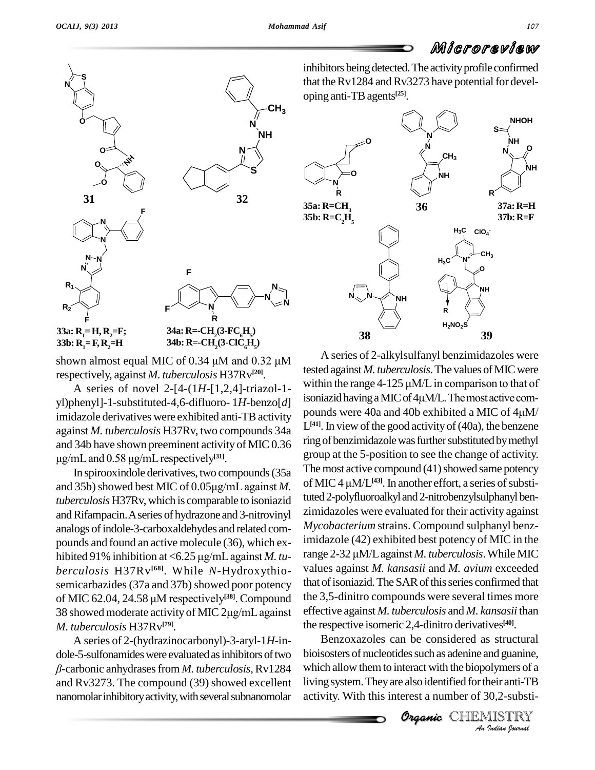shown almost equal MIC of 0.34 μM and 0.32 μM respectively, against *M. tuberculosis* H37Rv[20].

A series of novel 2-[4-(1*H*-[1,2,4]-triazol-1-yl)phenyl]-1-substituted-4,6-difluoro- 1*H*-benzo[*d*] imidazole derivatives were exhibited anti-TB activity against *M. tuberculosis* H37Rv, two compounds 34a and 34b have shown preeminent activity of MIC 0.36 μg/mL and 0.58 μg/mL respectively[31].

In spirooxindole derivatives, two compounds (35a and 35b) showed best MIC of 0.05μg/mL against *M. tuberculosis* H37Rv, which is comparable to isoniazid and Rifampacin. A series of hydrazone and 3-nitrovinyl analogs of indole-3-carboxaldehydes and related compounds and found an active molecule (36), which exhibited 91% inhibition at <6.25 μg/mL against *M. tuberculosis* H37Rv[68]. While *N*-Hydroxythiosemicarbazides (37a and 37b) showed poor potency of MIC 62.04, 24.58 μM respectively[38]. Compound 38 showed moderate activity of MIC 2μg/mL against *M. tuberculosis* H37Rv[79].

A series of 2-(hydrazinocarbonyl)-3-aryl-1*H*-indole-5-sulfonamides were evaluated as inhibitors of two *β*-carbonic anhydrases from *M. tuberculosis*, Rv1284 and Rv3273. The compound (39) showed excellent nanomolar inhibitory activity, with several subnanomolar inhibitors being detected. The activity profile confirmed that the Rv1284 and Rv3273 have potential for developing anti-TB agents[25].

A series of 2-alkylsulfanyl benzimidazoles were tested against *M. tuberculosis*. The values of MIC were within the range 4-125 μM/L in comparison to that of isoniazid having a MIC of 4μM/L. The most active compounds were 40a and 40b exhibited a MIC of 4μM/L[41]. In view of the good activity of (40a), the benzene ring of benzimidazole was further substituted by methyl group at the 5-position to see the change of activity. The most active compound (41) showed same potency of MIC 4 μM/L[43]. In another effort, a series of substituted 2-polyfluoroalkyl and 2-nitrobenzylsulphanyl benzimidazoles were evaluated for their activity against *Mycobacterium* strains. Compound sulphanyl benzimidazole (42) exhibited best potency of MIC in the range 2-32 μM/L against *M. tuberculosis*. While MIC values against *M. kansasii* and *M. avium* exceeded that of isoniazid. The SAR of this series confirmed that the 3,5-dinitro compounds were several times more effective against *M. tuberculosis* and *M. kansasii* than the respective isomeric 2,4-dinitro derivatives[40].

Benzoxazoles can be considered as structural bioisosters of nucleotides such as adenine and guanine, which allow them to interact with the biopolymers of a living system. They are also identified for their anti-TB activity. With this interest a number of 30,2-substi-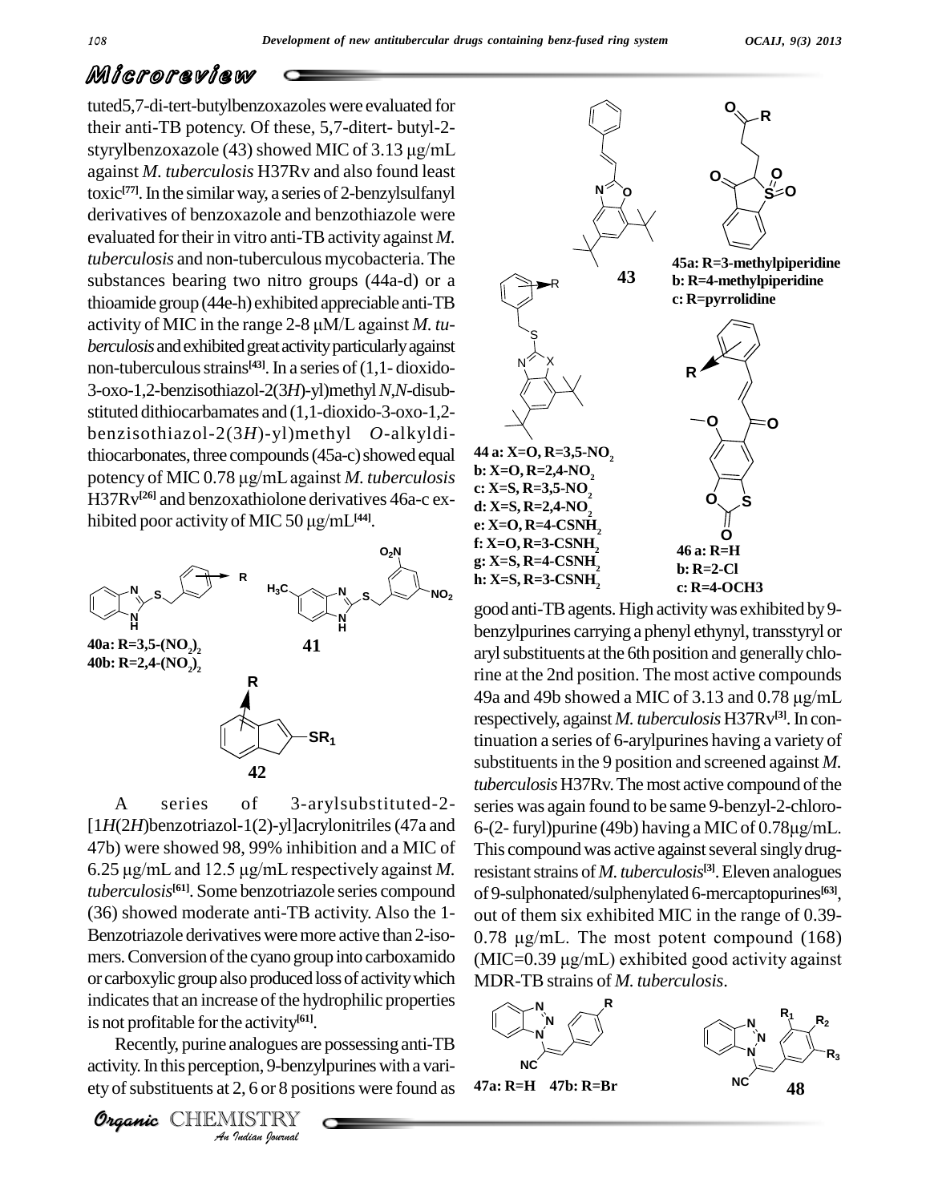tuted5,7-di-tert-butylbenzoxazoles were evaluated for their anti-TB potency. Of these, 5,7-ditert- butyl-2-styrylbenzoxazole (43) showed MIC of 3.13 μg/mL against *M. tuberculosis* H37Rv and also found least toxic[77]. In the similar way, a series of 2-benzylsulfanyl derivatives of benzoxazole and benzothiazole were evaluated for their in vitro anti-TB activity against *M. tuberculosis* and non-tuberculous mycobacteria. The substances bearing two nitro groups (44a-d) or a thioamide group (44e-h) exhibited appreciable anti-TB activity of MIC in the range 2-8 μM/L against *M. tuberculosis* and exhibited great activity particularly against non-tuberculous strains[43]. In a series of (1,1- dioxido-3-oxo-1,2-benzisothiazol-2(3*H*)-yl)methyl *N,N*-disubstituted dithiocarbamates and (1,1-dioxido-3-oxo-1,2-benzisothiazol-2(3*H*)-yl)methyl *O*-alkyldithiocarbonates, three compounds (45a-c) showed equal potency of MIC 0.78 μg/mL against *M. tuberculosis* H37Rv[26] and benzoxathiolone derivatives 46a-c exhibited poor activity of MIC 50 μg/mL[44].

40a: R=3,5-$(NO_2)_2$
40b: R=2,4-$(NO_2)_2$

41

42

43

44 a: X=O, R=3,5-$NO_2$
b: X=O, R=2,4-$NO_2$
c: X=S, R=3,5-$NO_2$
d: X=S, R=2,4-$NO_2$
e: X=O, R=4-$CSNH_2$
f: X=O, R=3-$CSNH_2$
g: X=S, R=4-$CSNH_2$
h: X=S, R=3-$CSNH_2$

45a: R=3-methylpiperidine
b: R=4-methylpiperidine
c: R=pyrrolidine

46 a: R=H
b: R=2-Cl
c: R=4-OCH3

A series of 3-arylsubstituted-2-[1*H*(2*H*)benzotriazol-1(2)-yl]acrylonitriles (47a and 47b) were showed 98, 99% inhibition and a MIC of 6.25 μg/mL and 12.5 μg/mL respectively against *M. tuberculosis*[61]. Some benzotriazole series compound (36) showed moderate anti-TB activity. Also the 1-Benzotriazole derivatives were more active than 2-isomers. Conversion of the cyano group into carboxamido or carboxylic group also produced loss of activity which indicates that an increase of the hydrophilic properties is not profitable for the activity[61].

Recently, purine analogues are possessing anti-TB activity. In this perception, 9-benzylpurines with a variety of substituents at 2, 6 or 8 positions were found as good anti-TB agents. High activity was exhibited by 9-benzylpurines carrying a phenyl ethynyl, transstyryl or aryl substituents at the 6th position and generally chlorine at the 2nd position. The most active compounds 49a and 49b showed a MIC of 3.13 and 0.78 μg/mL respectively, against *M. tuberculosis* H37Rv[3]. In continuation a series of 6-arylpurines having a variety of substituents in the 9 position and screened against *M. tuberculosis* H37Rv. The most active compound of the series was again found to be same 9-benzyl-2-chloro-6-(2- furyl)purine (49b) having a MIC of 0.78μg/mL. This compound was active against several singly drug-resistant strains of *M. tuberculosis*[3]. Eleven analogues of 9-sulphonated/sulphenylated 6-mercaptopurines[63], out of them six exhibited MIC in the range of 0.39-0.78 μg/mL. The most potent compound (168) (MIC=0.39 μg/mL) exhibited good activity against MDR-TB strains of *M. tuberculosis*.

47a: R=H 47b: R=Br

48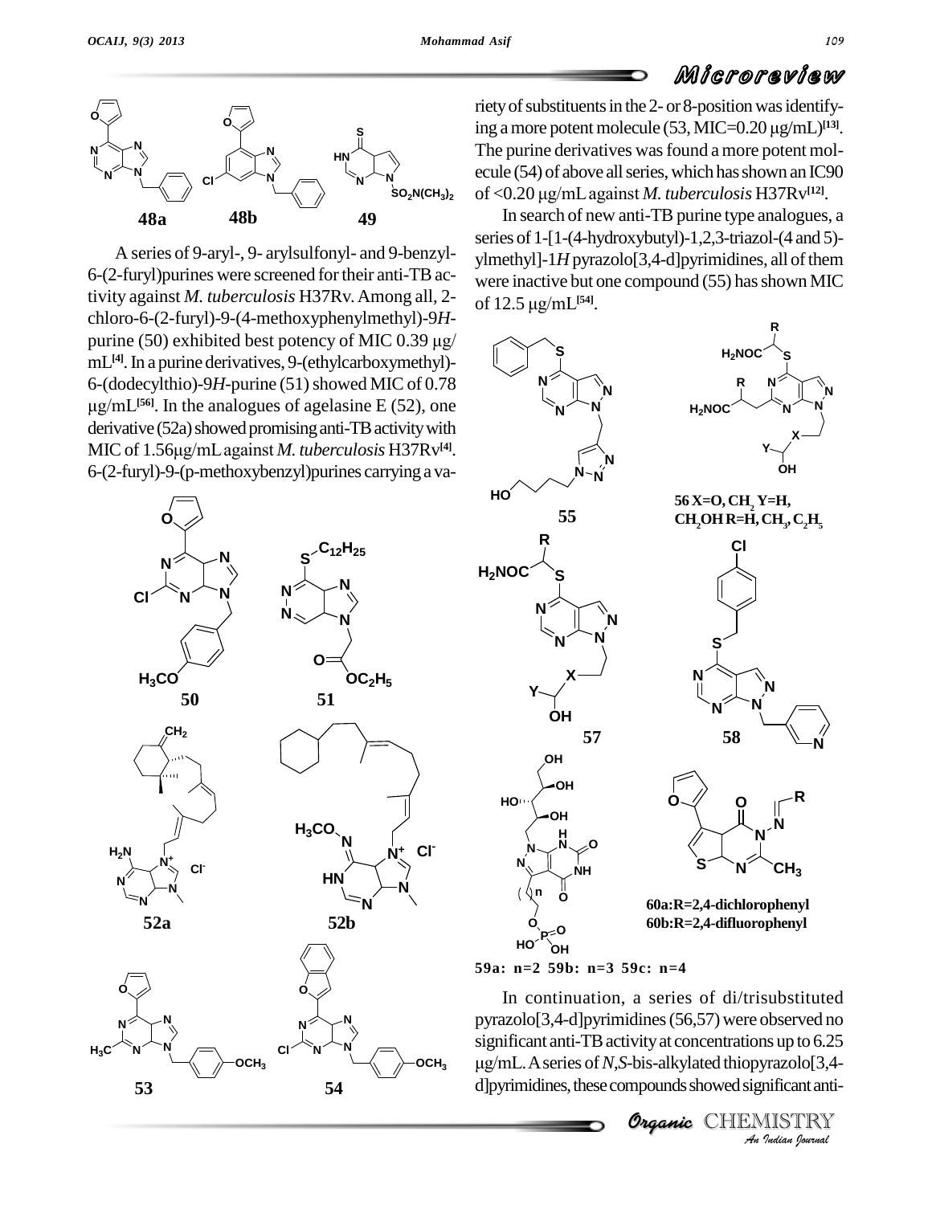A series of 9-aryl-, 9- arylsulfonyl- and 9-benzyl-6-(2-furyl)purines were screened for their anti-TB activity against *M. tuberculosis* H37Rv. Among all, 2-chloro-6-(2-furyl)-9-(4-methoxyphenylmethyl)-9*H*-purine (50) exhibited best potency of MIC 0.39 μg/mL[4]. In a purine derivatives, 9-(ethylcarboxymethyl)-6-(dodecylthio)-9*H*-purine (51) showed MIC of 0.78 μg/mL[56]. In the analogues of agelasine E (52), one derivative (52a) showed promising anti-TB activity with MIC of 1.56μg/mL against *M. tuberculosis* H37Rv[4]. 6-(2-furyl)-9-(p-methoxybenzyl)purines carrying a variety of substituents in the 2- or 8-position was identifying a more potent molecule (53, MIC=0.20 μg/mL)[13]. The purine derivatives was found a more potent molecule (54) of above all series, which has shown an IC90 of <0.20 μg/mL against *M. tuberculosis* H37Rv[12].

In search of new anti-TB purine type analogues, a series of 1-[1-(4-hydroxybutyl)-1,2,3-triazol-(4 and 5)-ylmethyl]-1*H* pyrazolo[3,4-d]pyrimidines, all of them were inactive but one compound (55) has shown MIC of 12.5 μg/mL[54].

In continuation, a series of di/trisubstituted pyrazolo[3,4-d]pyrimidines (56,57) were observed no significant anti-TB activity at concentrations up to 6.25 μg/mL. A series of *N,S*-bis-alkylated thiopyrazolo[3,4-d]pyrimidines, these compounds showed significant anti-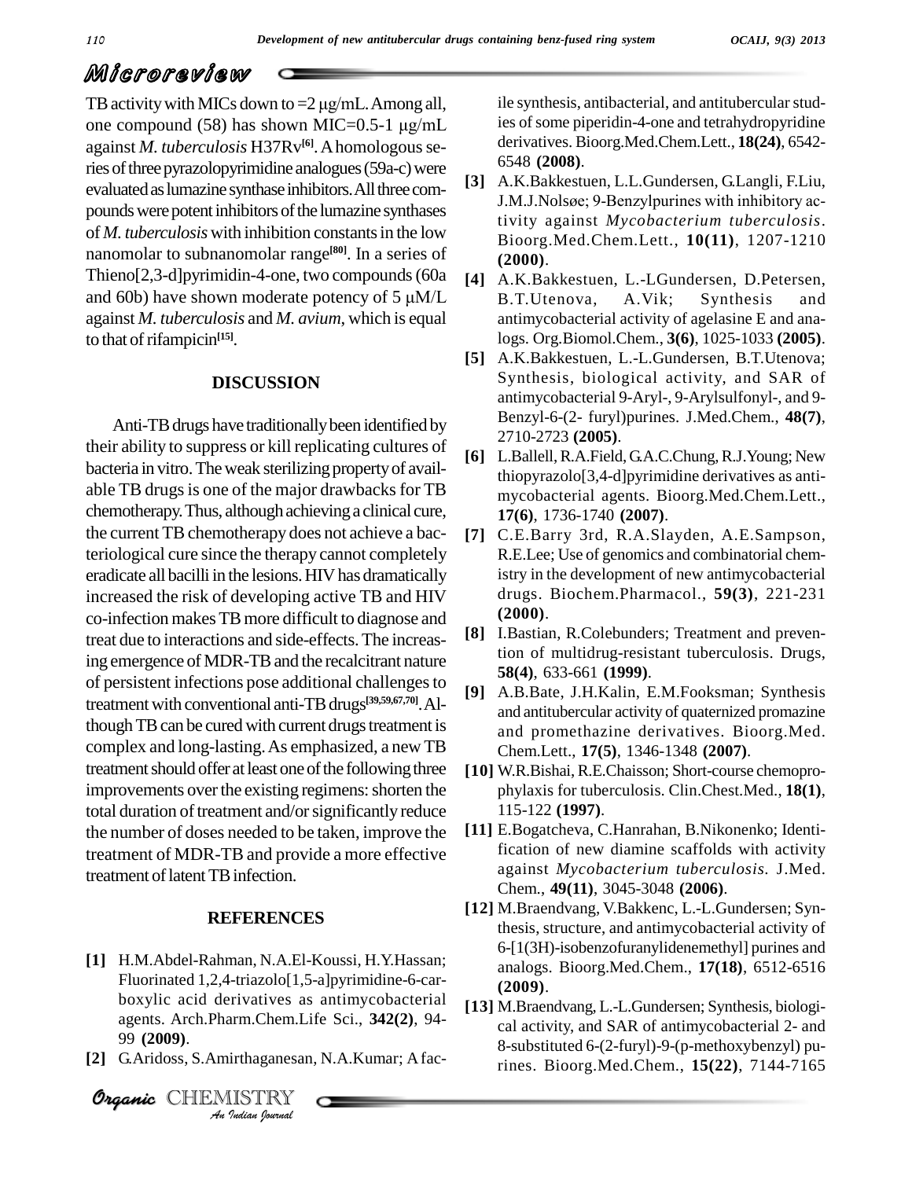TB activity with MICs down to =2 μg/mL. Among all, one compound (58) has shown MIC=0.5-1 μg/mL against *M. tuberculosis* H37Rv[6]. A homologous series of three pyrazolopyrimidine analogues (59a-c) were evaluated as lumazine synthase inhibitors. All three compounds were potent inhibitors of the lumazine synthases of *M. tuberculosis* with inhibition constants in the low nanomolar to subnanomolar range[80]. In a series of Thieno[2,3-d]pyrimidin-4-one, two compounds (60a and 60b) have shown moderate potency of 5 μM/L against *M. tuberculosis* and *M. avium*, which is equal to that of rifampicin[15].

## DISCUSSION

Anti-TB drugs have traditionally been identified by their ability to suppress or kill replicating cultures of bacteria in vitro. The weak sterilizing property of available TB drugs is one of the major drawbacks for TB chemotherapy. Thus, although achieving a clinical cure, the current TB chemotherapy does not achieve a bacteriological cure since the therapy cannot completely eradicate all bacilli in the lesions. HIV has dramatically increased the risk of developing active TB and HIV co-infection makes TB more difficult to diagnose and treat due to interactions and side-effects. The increasing emergence of MDR-TB and the recalcitrant nature of persistent infections pose additional challenges to treatment with conventional anti-TB drugs[39,59,67,70]. Although TB can be cured with current drugs treatment is complex and long-lasting. As emphasized, a new TB treatment should offer at least one of the following three improvements over the existing regimens: shorten the total duration of treatment and/or significantly reduce the number of doses needed to be taken, improve the treatment of MDR-TB and provide a more effective treatment of latent TB infection.

## REFERENCES

[1] H.M.Abdel-Rahman, N.A.El-Koussi, H.Y.Hassan; Fluorinated 1,2,4-triazolo[1,5-a]pyrimidine-6-carboxylic acid derivatives as antimycobacterial agents. Arch.Pharm.Chem.Life Sci., **342(2)**, 94-99 **(2009)**.

[2] G.Aridoss, S.Amirthaganesan, N.A.Kumar; A facile synthesis, antibacterial, and antitubercular studies of some piperidin-4-one and tetrahydropyridine derivatives. Bioorg.Med.Chem.Lett., **18(24)**, 6542-6548 **(2008)**.

[3] A.K.Bakkestuen, L.L.Gundersen, G.Langli, F.Liu, J.M.J.Nolsøe; 9-Benzylpurines with inhibitory activity against *Mycobacterium tuberculosis*. Bioorg.Med.Chem.Lett., **10(11)**, 1207-1210 **(2000)**.

[4] A.K.Bakkestuen, L.-LGundersen, D.Petersen, B.T.Utenova, A.Vik; Synthesis and antimycobacterial activity of agelasine E and analogs. Org.Biomol.Chem., **3(6)**, 1025-1033 **(2005)**.

[5] A.K.Bakkestuen, L.-L.Gundersen, B.T.Utenova; Synthesis, biological activity, and SAR of antimycobacterial 9-Aryl-, 9-Arylsulfonyl-, and 9-Benzyl-6-(2- furyl)purines. J.Med.Chem., **48(7)**, 2710-2723 **(2005)**.

[6] L.Ballell, R.A.Field, G.A.C.Chung, R.J.Young; New thiopyrazolo[3,4-d]pyrimidine derivatives as antimycobacterial agents. Bioorg.Med.Chem.Lett., **17(6)**, 1736-1740 **(2007)**.

[7] C.E.Barry 3rd, R.A.Slayden, A.E.Sampson, R.E.Lee; Use of genomics and combinatorial chemistry in the development of new antimycobacterial drugs. Biochem.Pharmacol., **59(3)**, 221-231 **(2000)**.

[8] I.Bastian, R.Colebunders; Treatment and prevention of multidrug-resistant tuberculosis. Drugs, **58(4)**, 633-661 **(1999)**.

[9] A.B.Bate, J.H.Kalin, E.M.Fooksman; Synthesis and antitubercular activity of quaternized promazine and promethazine derivatives. Bioorg.Med. Chem.Lett., **17(5)**, 1346-1348 **(2007)**.

[10] W.R.Bishai, R.E.Chaisson; Short-course chemoprophylaxis for tuberculosis. Clin.Chest.Med., **18(1)**, 115-122 **(1997)**.

[11] E.Bogatcheva, C.Hanrahan, B.Nikonenko; Identification of new diamine scaffolds with activity against *Mycobacterium tuberculosis*. J.Med. Chem., **49(11)**, 3045-3048 **(2006)**.

[12] M.Braendvang, V.Bakkenc, L.-L.Gundersen; Synthesis, structure, and antimycobacterial activity of 6-[1(3H)-isobenzofuranylidenemethyl] purines and analogs. Bioorg.Med.Chem., **17(18)**, 6512-6516 **(2009)**.

[13] M.Braendvang, L.-L.Gundersen; Synthesis, biological activity, and SAR of antimycobacterial 2- and 8-substituted 6-(2-furyl)-9-(p-methoxybenzyl) purines. Bioorg.Med.Chem., **15(22)**, 7144-7165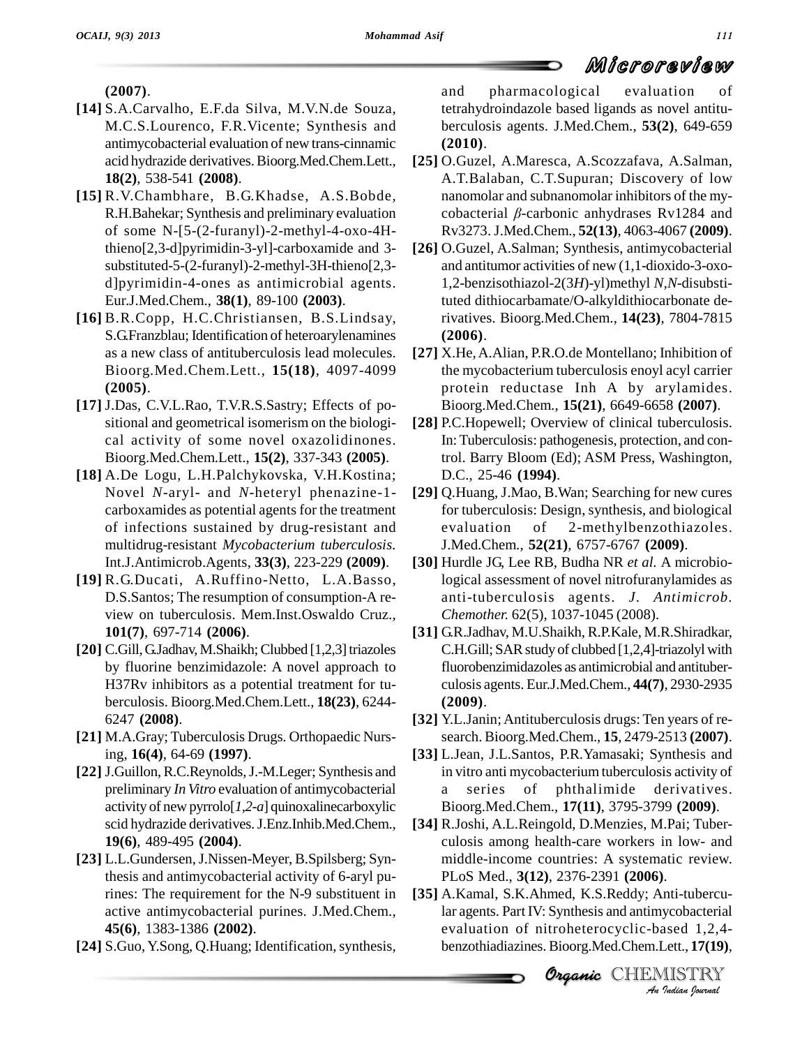**(2007)**.

**[14]** S.A.Carvalho, E.F.da Silva, M.V.N.de Souza, M.C.S.Lourenco, F.R.Vicente; Synthesis and antimycobacterial evaluation of new trans-cinnamic acid hydrazide derivatives. Bioorg.Med.Chem.Lett., **18(2)**, 538-541 **(2008)**.

**[15]** R.V.Chambhare, B.G.Khadse, A.S.Bobde, R.H.Bahekar; Synthesis and preliminary evaluation of some N-[5-(2-furanyl)-2-methyl-4-oxo-4H-thieno[2,3-d]pyrimidin-3-yl]-carboxamide and 3-substituted-5-(2-furanyl)-2-methyl-3H-thieno[2,3-d]pyrimidin-4-ones as antimicrobial agents. Eur.J.Med.Chem., **38(1)**, 89-100 **(2003)**.

**[16]** B.R.Copp, H.C.Christiansen, B.S.Lindsay, S.G.Franzblau; Identification of heteroarylenamines as a new class of antituberculosis lead molecules. Bioorg.Med.Chem.Lett., **15(18)**, 4097-4099 **(2005)**.

**[17]** J.Das, C.V.L.Rao, T.V.R.S.Sastry; Effects of positional and geometrical isomerism on the biological activity of some novel oxazolidinones. Bioorg.Med.Chem.Lett., **15(2)**, 337-343 **(2005)**.

**[18]** A.De Logu, L.H.Palchykovska, V.H.Kostina; Novel *N*-aryl- and *N*-heteryl phenazine-1-carboxamides as potential agents for the treatment of infections sustained by drug-resistant and multidrug-resistant *Mycobacterium tuberculosis*. Int.J.Antimicrob.Agents, **33(3)**, 223-229 **(2009)**.

**[19]** R.G.Ducati, A.Ruffino-Netto, L.A.Basso, D.S.Santos; The resumption of consumption-A review on tuberculosis. Mem.Inst.Oswaldo Cruz., **101(7)**, 697-714 **(2006)**.

**[20]** C.Gill, G.Jadhav, M.Shaikh; Clubbed [1,2,3] triazoles by fluorine benzimidazole: A novel approach to H37Rv inhibitors as a potential treatment for tuberculosis. Bioorg.Med.Chem.Lett., **18(23)**, 6244-6247 **(2008)**.

**[21]** M.A.Gray; Tuberculosis Drugs. Orthopaedic Nursing, **16(4)**, 64-69 **(1997)**.

**[22]** J.Guillon, R.C.Reynolds, J.-M.Leger; Synthesis and preliminary *In Vitro* evaluation of antimycobacterial activity of new pyrrolo[*1,2-a*] quinoxalinecarboxylic scid hydrazide derivatives. J.Enz.Inhib.Med.Chem., **19(6)**, 489-495 **(2004)**.

**[23]** L.L.Gundersen, J.Nissen-Meyer, B.Spilsberg; Synthesis and antimycobacterial activity of 6-aryl purines: The requirement for the N-9 substituent in active antimycobacterial purines. J.Med.Chem., **45(6)**, 1383-1386 **(2002)**.

**[24]** S.Guo, Y.Song, Q.Huang; Identification, synthesis, and pharmacological evaluation of tetrahydroindazole based ligands as novel antituberculosis agents. J.Med.Chem., **53(2)**, 649-659 **(2010)**.

**[25]** O.Guzel, A.Maresca, A.Scozzafava, A.Salman, A.T.Balaban, C.T.Supuran; Discovery of low nanomolar and subnanomolar inhibitors of the mycobacterial $\beta$-carbonic anhydrases Rv1284 and Rv3273. J.Med.Chem., **52(13)**, 4063-4067 **(2009)**.

**[26]** O.Guzel, A.Salman; Synthesis, antimycobacterial and antitumor activities of new (1,1-dioxido-3-oxo-1,2-benzisothiazol-2(3*H*)-yl)methyl *N,N*-disubstituted dithiocarbamate/O-alkyldithiocarbonate derivatives. Bioorg.Med.Chem., **14(23)**, 7804-7815 **(2006)**.

**[27]** X.He, A.Alian, P.R.O.de Montellano; Inhibition of the mycobacterium tuberculosis enoyl acyl carrier protein reductase Inh A by arylamides. Bioorg.Med.Chem., **15(21)**, 6649-6658 **(2007)**.

**[28]** P.C.Hopewell; Overview of clinical tuberculosis. In: Tuberculosis: pathogenesis, protection, and control. Barry Bloom (Ed); ASM Press, Washington, D.C., 25-46 **(1994)**.

**[29]** Q.Huang, J.Mao, B.Wan; Searching for new cures for tuberculosis: Design, synthesis, and biological evaluation of 2-methylbenzothiazoles. J.Med.Chem., **52(21)**, 6757-6767 **(2009)**.

**[30]** Hurdle JG, Lee RB, Budha NR *et al.* A microbiological assessment of novel nitrofuranylamides as anti-tuberculosis agents. *J. Antimicrob. Chemother.* 62(5), 1037-1045 (2008).

**[31]** G.R.Jadhav, M.U.Shaikh, R.P.Kale, M.R.Shiradkar, C.H.Gill; SAR study of clubbed [1,2,4]-triazolyl with fluorobenzimidazoles as antimicrobial and antituberculosis agents. Eur.J.Med.Chem., **44(7)**, 2930-2935 **(2009)**.

**[32]** Y.L.Janin; Antituberculosis drugs: Ten years of research. Bioorg.Med.Chem., **15**, 2479-2513 **(2007)**.

**[33]** L.Jean, J.L.Santos, P.R.Yamasaki; Synthesis and in vitro anti mycobacterium tuberculosis activity of a series of phthalimide derivatives. Bioorg.Med.Chem., **17(11)**, 3795-3799 **(2009)**.

**[34]** R.Joshi, A.L.Reingold, D.Menzies, M.Pai; Tuberculosis among health-care workers in low- and middle-income countries: A systematic review. PLoS Med., **3(12)**, 2376-2391 **(2006)**.

**[35]** A.Kamal, S.K.Ahmed, K.S.Reddy; Anti-tubercular agents. Part IV: Synthesis and antimycobacterial evaluation of nitroheterocyclic-based 1,2,4-benzothiadiazines. Bioorg.Med.Chem.Lett., **17(19)**,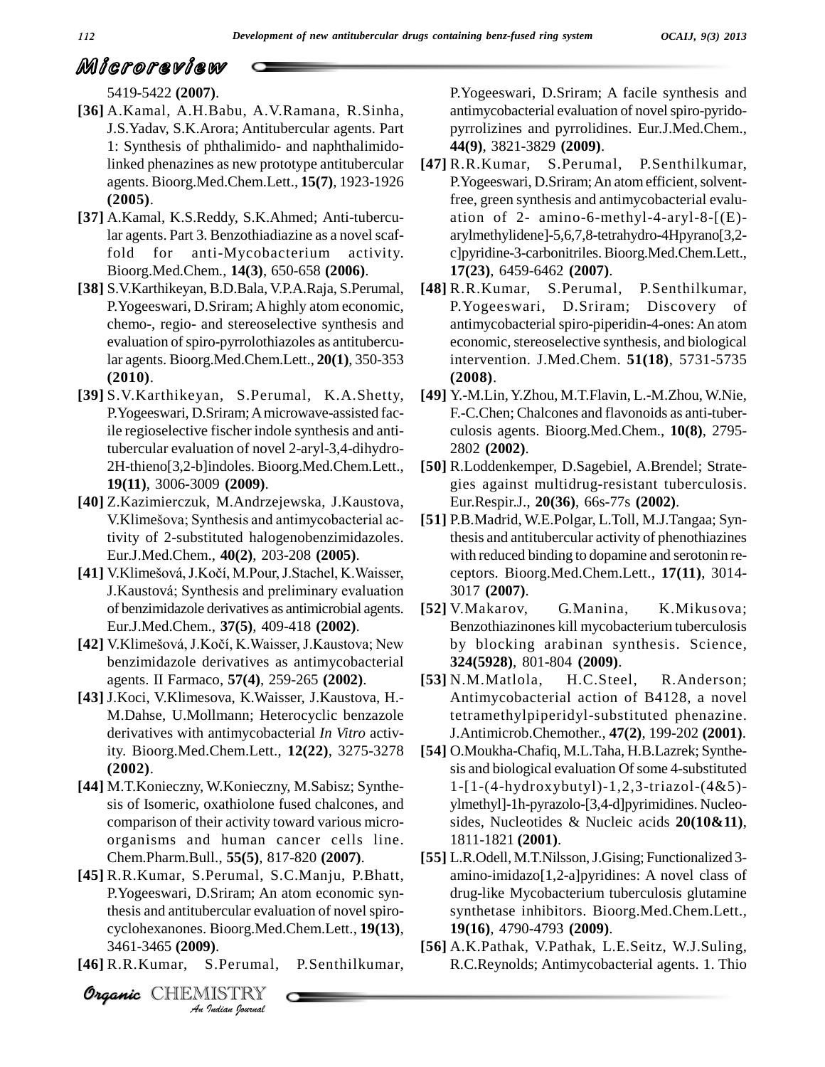5419-5422 **(2007)**.

**[36]** A.Kamal, A.H.Babu, A.V.Ramana, R.Sinha, J.S.Yadav, S.K.Arora; Antitubercular agents. Part 1: Synthesis of phthalimido- and naphthalimido-linked phenazines as new prototype antitubercular agents. Bioorg.Med.Chem.Lett., **15(7)**, 1923-1926 **(2005)**.

**[37]** A.Kamal, K.S.Reddy, S.K.Ahmed; Anti-tubercular agents. Part 3. Benzothiadiazine as a novel scaffold for anti-Mycobacterium activity. Bioorg.Med.Chem., **14(3)**, 650-658 **(2006)**.

**[38]** S.V.Karthikeyan, B.D.Bala, V.P.A.Raja, S.Perumal, P.Yogeeswari, D.Sriram; A highly atom economic, chemo-, regio- and stereoselective synthesis and evaluation of spiro-pyrrolothiazoles as antitubercular agents. Bioorg.Med.Chem.Lett., **20(1)**, 350-353 **(2010)**.

**[39]** S.V.Karthikeyan, S.Perumal, K.A.Shetty, P.Yogeeswari, D.Sriram; A microwave-assisted facile regioselective fischer indole synthesis and antitubercular evaluation of novel 2-aryl-3,4-dihydro-2H-thieno[3,2-b]indoles. Bioorg.Med.Chem.Lett., **19(11)**, 3006-3009 **(2009)**.

**[40]** Z.Kazimierczuk, M.Andrzejewska, J.Kaustova, V.Klimešova; Synthesis and antimycobacterial activity of 2-substituted halogenobenzimidazoles. Eur.J.Med.Chem., **40(2)**, 203-208 **(2005)**.

**[41]** V.Klimešová, J.Kočí, M.Pour, J.Stachel, K.Waisser, J.Kaustová; Synthesis and preliminary evaluation of benzimidazole derivatives as antimicrobial agents. Eur.J.Med.Chem., **37(5)**, 409-418 **(2002)**.

**[42]** V.Klimešová, J.Kočí, K.Waisser, J.Kaustova; New benzimidazole derivatives as antimycobacterial agents. II Farmaco, **57(4)**, 259-265 **(2002)**.

**[43]** J.Koci, V.Klimesova, K.Waisser, J.Kaustova, H.-M.Dahse, U.Mollmann; Heterocyclic benzazole derivatives with antimycobacterial *In Vitro* activity. Bioorg.Med.Chem.Lett., **12(22)**, 3275-3278 **(2002)**.

**[44]** M.T.Konieczny, W.Konieczny, M.Sabisz; Synthesis of Isomeric, oxathiolone fused chalcones, and comparison of their activity toward various microorganisms and human cancer cells line. Chem.Pharm.Bull., **55(5)**, 817-820 **(2007)**.

**[45]** R.R.Kumar, S.Perumal, S.C.Manju, P.Bhatt, P.Yogeeswari, D.Sriram; An atom economic synthesis and antitubercular evaluation of novel spiro-cyclohexanones. Bioorg.Med.Chem.Lett., **19(13)**, 3461-3465 **(2009)**.

**[46]** R.R.Kumar, S.Perumal, P.Senthilkumar, P.Yogeeswari, D.Sriram; A facile synthesis and antimycobacterial evaluation of novel spiro-pyrido-pyrrolizines and pyrrolidines. Eur.J.Med.Chem., **44(9)**, 3821-3829 **(2009)**.

**[47]** R.R.Kumar, S.Perumal, P.Senthilkumar, P.Yogeeswari, D.Sriram; An atom efficient, solvent-free, green synthesis and antimycobacterial evaluation of 2- amino-6-methyl-4-aryl-8-[(E)-arylmethylidene]-5,6,7,8-tetrahydro-4Hpyrano[3,2-c]pyridine-3-carbonitriles. Bioorg.Med.Chem.Lett., **17(23)**, 6459-6462 **(2007)**.

**[48]** R.R.Kumar, S.Perumal, P.Senthilkumar, P.Yogeeswari, D.Sriram; Discovery of antimycobacterial spiro-piperidin-4-ones: An atom economic, stereoselective synthesis, and biological intervention. J.Med.Chem. **51(18)**, 5731-5735 **(2008)**.

**[49]** Y.-M.Lin, Y.Zhou, M.T.Flavin, L.-M.Zhou, W.Nie, F.-C.Chen; Chalcones and flavonoids as anti-tuberculosis agents. Bioorg.Med.Chem., **10(8)**, 2795-2802 **(2002)**.

**[50]** R.Loddenkemper, D.Sagebiel, A.Brendel; Strategies against multidrug-resistant tuberculosis. Eur.Respir.J., **20(36)**, 66s-77s **(2002)**.

**[51]** P.B.Madrid, W.E.Polgar, L.Toll, M.J.Tangaa; Synthesis and antitubercular activity of phenothiazines with reduced binding to dopamine and serotonin receptors. Bioorg.Med.Chem.Lett., **17(11)**, 3014-3017 **(2007)**.

**[52]** V.Makarov, G.Manina, K.Mikusova; Benzothiazinones kill mycobacterium tuberculosis by blocking arabinan synthesis. Science, **324(5928)**, 801-804 **(2009)**.

**[53]** N.M.Matlola, H.C.Steel, R.Anderson; Antimycobacterial action of B4128, a novel tetramethylpiperidyl-substituted phenazine. J.Antimicrob.Chemother., **47(2)**, 199-202 **(2001)**.

**[54]** O.Moukha-Chafiq, M.L.Taha, H.B.Lazrek; Synthesis and biological evaluation Of some 4-substituted 1-[1-(4-hydroxybutyl)-1,2,3-triazol-(4&5)-ylmethyl]-1h-pyrazolo-[3,4-d]pyrimidines. Nucleosides, Nucleotides & Nucleic acids **20(10&11)**, 1811-1821 **(2001)**.

**[55]** L.R.Odell, M.T.Nilsson, J.Gising; Functionalized 3-amino-imidazo[1,2-a]pyridines: A novel class of drug-like Mycobacterium tuberculosis glutamine synthetase inhibitors. Bioorg.Med.Chem.Lett., **19(16)**, 4790-4793 **(2009)**.

**[56]** A.K.Pathak, V.Pathak, L.E.Seitz, W.J.Suling, R.C.Reynolds; Antimycobacterial agents. 1. Thio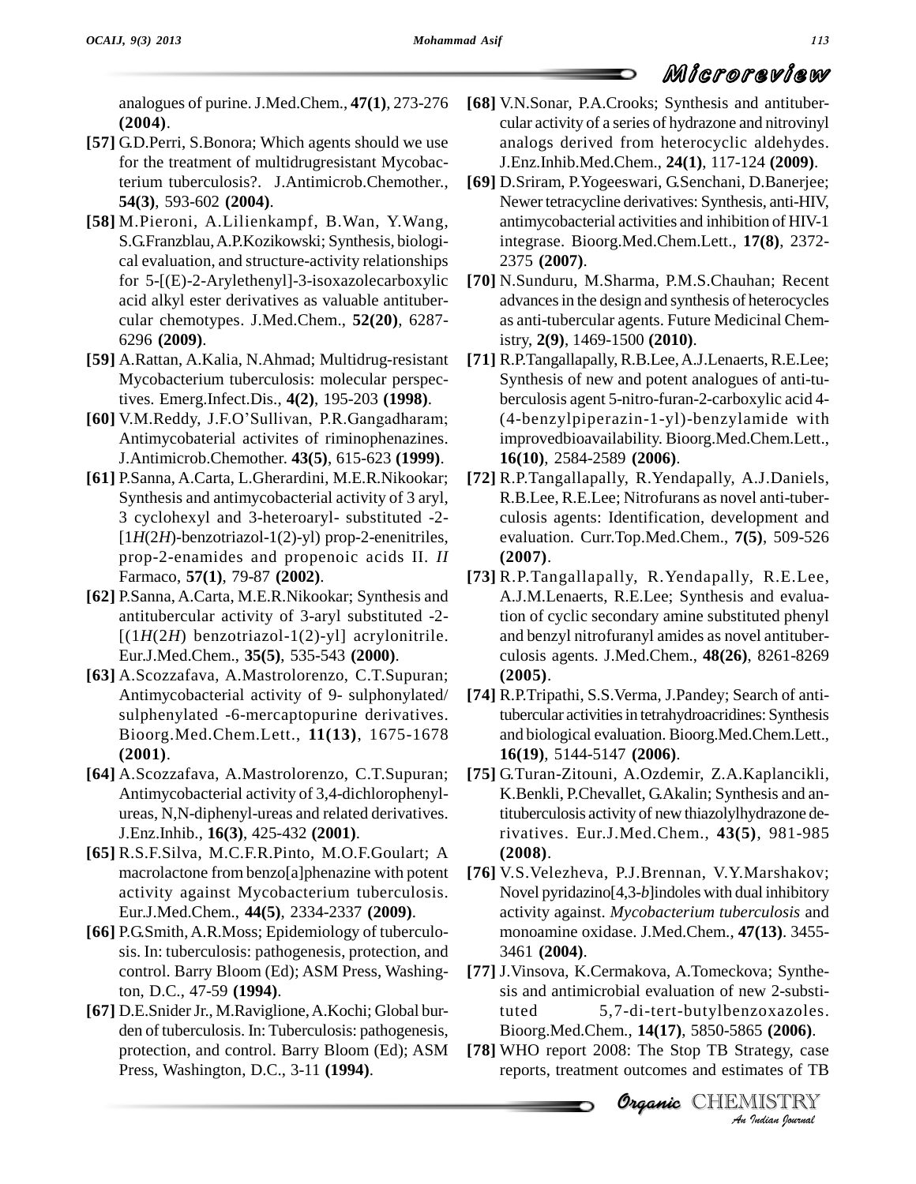analogues of purine. J.Med.Chem., **47(1)**, 273-276 **(2004)**.

**[57]** G.D.Perri, S.Bonora; Which agents should we use for the treatment of multidrugresistant Mycobacterium tuberculosis?. J.Antimicrob.Chemother., **54(3)**, 593-602 **(2004)**.

**[58]** M.Pieroni, A.Lilienkampf, B.Wan, Y.Wang, S.G.Franzblau, A.P.Kozikowski; Synthesis, biological evaluation, and structure-activity relationships for 5-[(E)-2-Arylethenyl]-3-isoxazolecarboxylic acid alkyl ester derivatives as valuable antitubercular chemotypes. J.Med.Chem., **52(20)**, 6287-6296 **(2009)**.

**[59]** A.Rattan, A.Kalia, N.Ahmad; Multidrug-resistant Mycobacterium tuberculosis: molecular perspectives. Emerg.Infect.Dis., **4(2)**, 195-203 **(1998)**.

**[60]** V.M.Reddy, J.F.O'Sullivan, P.R.Gangadharam; Antimycobaterial activites of riminophenazines. J.Antimicrob.Chemother. **43(5)**, 615-623 **(1999)**.

**[61]** P.Sanna, A.Carta, L.Gherardini, M.E.R.Nikookar; Synthesis and antimycobacterial activity of 3 aryl, 3 cyclohexyl and 3-heteroaryl- substituted -2-[1*H*(2*H*)-benzotriazol-1(2)-yl) prop-2-enenitriles, prop-2-enamides and propenoic acids II. *II* Farmaco, **57(1)**, 79-87 **(2002)**.

**[62]** P.Sanna, A.Carta, M.E.R.Nikookar; Synthesis and antitubercular activity of 3-aryl substituted -2-[(1*H*(2*H*) benzotriazol-1(2)-yl] acrylonitrile. Eur.J.Med.Chem., **35(5)**, 535-543 **(2000)**.

**[63]** A.Scozzafava, A.Mastrolorenzo, C.T.Supuran; Antimycobacterial activity of 9- sulphonylated/ sulphenylated -6-mercaptopurine derivatives. Bioorg.Med.Chem.Lett., **11(13)**, 1675-1678 **(2001)**.

**[64]** A.Scozzafava, A.Mastrolorenzo, C.T.Supuran; Antimycobacterial activity of 3,4-dichlorophenylureas, N,N-diphenyl-ureas and related derivatives. J.Enz.Inhib., **16(3)**, 425-432 **(2001)**.

**[65]** R.S.F.Silva, M.C.F.R.Pinto, M.O.F.Goulart; A macrolactone from benzo[a]phenazine with potent activity against Mycobacterium tuberculosis. Eur.J.Med.Chem., **44(5)**, 2334-2337 **(2009)**.

**[66]** P.G.Smith, A.R.Moss; Epidemiology of tuberculosis. In: tuberculosis: pathogenesis, protection, and control. Barry Bloom (Ed); ASM Press, Washington, D.C., 47-59 **(1994)**.

**[67]** D.E.Snider Jr., M.Raviglione, A.Kochi; Global burden of tuberculosis. In: Tuberculosis: pathogenesis, protection, and control. Barry Bloom (Ed); ASM Press, Washington, D.C., 3-11 **(1994)**.

**[68]** V.N.Sonar, P.A.Crooks; Synthesis and antitubercular activity of a series of hydrazone and nitrovinyl analogs derived from heterocyclic aldehydes. J.Enz.Inhib.Med.Chem., **24(1)**, 117-124 **(2009)**.

**[69]** D.Sriram, P.Yogeeswari, G.Senchani, D.Banerjee; Newer tetracycline derivatives: Synthesis, anti-HIV, antimycobacterial activities and inhibition of HIV-1 integrase. Bioorg.Med.Chem.Lett., **17(8)**, 2372-2375 **(2007)**.

**[70]** N.Sunduru, M.Sharma, P.M.S.Chauhan; Recent advances in the design and synthesis of heterocycles as anti-tubercular agents. Future Medicinal Chemistry, **2(9)**, 1469-1500 **(2010)**.

**[71]** R.P.Tangallapally, R.B.Lee, A.J.Lenaerts, R.E.Lee; Synthesis of new and potent analogues of anti-tuberculosis agent 5-nitro-furan-2-carboxylic acid 4-(4-benzylpiperazin-1-yl)-benzylamide with improvedbioavailability. Bioorg.Med.Chem.Lett., **16(10)**, 2584-2589 **(2006)**.

**[72]** R.P.Tangallapally, R.Yendapally, A.J.Daniels, R.B.Lee, R.E.Lee; Nitrofurans as novel anti-tuberculosis agents: Identification, development and evaluation. Curr.Top.Med.Chem., **7(5)**, 509-526 **(2007)**.

**[73]** R.P.Tangallapally, R.Yendapally, R.E.Lee, A.J.M.Lenaerts, R.E.Lee; Synthesis and evaluation of cyclic secondary amine substituted phenyl and benzyl nitrofuranyl amides as novel antituberculosis agents. J.Med.Chem., **48(26)**, 8261-8269 **(2005)**.

**[74]** R.P.Tripathi, S.S.Verma, J.Pandey; Search of antitubercular activities in tetrahydroacridines: Synthesis and biological evaluation. Bioorg.Med.Chem.Lett., **16(19)**, 5144-5147 **(2006)**.

**[75]** G.Turan-Zitouni, A.Ozdemir, Z.A.Kaplancikli, K.Benkli, P.Chevallet, G.Akalin; Synthesis and antituberculosis activity of new thiazolylhydrazone derivatives. Eur.J.Med.Chem., **43(5)**, 981-985 **(2008)**.

**[76]** V.S.Velezheva, P.J.Brennan, V.Y.Marshakov; Novel pyridazino[4,3-*b*]indoles with dual inhibitory activity against. *Mycobacterium tuberculosis* and monoamine oxidase. J.Med.Chem., **47(13)**. 3455-3461 **(2004)**.

**[77]** J.Vinsova, K.Cermakova, A.Tomeckova; Synthesis and antimicrobial evaluation of new 2-substituted 5,7-di-tert-butylbenzoxazoles. Bioorg.Med.Chem., **14(17)**, 5850-5865 **(2006)**.

**[78]** WHO report 2008: The Stop TB Strategy, case reports, treatment outcomes and estimates of TB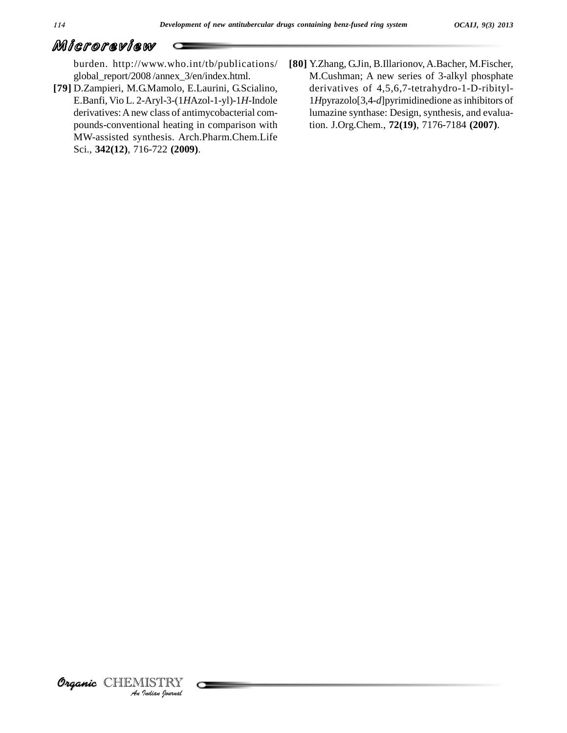burden. http://www.who.int/tb/publications/global_report/2008 /annex_3/en/index.html.

**[79]** D.Zampieri, M.G.Mamolo, E.Laurini, G.Scialino, E.Banfi, Vio L. 2-Aryl-3-(1*H*Azol-1-yl)-1*H*-Indole derivatives: A new class of antimycobacterial compounds-conventional heating in comparison with MW-assisted synthesis. Arch.Pharm.Chem.Life Sci., **342(12)**, 716-722 **(2009)**.

**[80]** Y.Zhang, G.Jin, B.Illarionov, A.Bacher, M.Fischer, M.Cushman; A new series of 3-alkyl phosphate derivatives of 4,5,6,7-tetrahydro-1-D-ribityl-1*H*pyrazolo[3,4-*d*]pyrimidinedione as inhibitors of lumazine synthase: Design, synthesis, and evaluation. J.Org.Chem., **72(19)**, 7176-7184 **(2007)**.